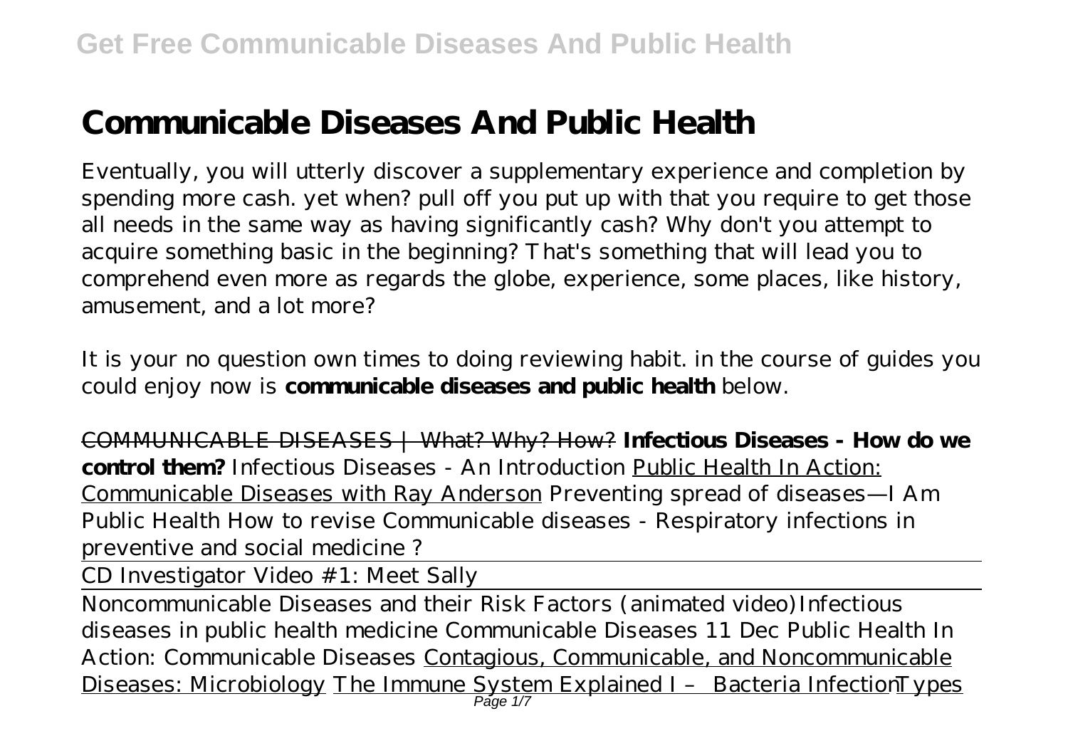# Communicable Diseases And Public Health

Eventually, you will utterly discover a supplementary experience and completion by spending more cash. yet when? pull off you put up with that you require to get those all needs in the same way as having significantly cash? Why don't you attempt to acquire something basic in the beginning? That's something that will lead you to comprehend even more as regards the globe, experience, some places, like history, amusement, and a lot more?

It is your no question own times to doing reviewing habit. in the course of guides you could enjoy now is **communicable diseases and public health** below.

COMMUNICABLE DISEASES | What? Why? How? **Infectious Diseases - How do we control them?** *Infectious Diseases - An Introduction* Public Health In Action: Communicable Diseases with Ray Anderson *Preventing spread of diseases—I Am Public Health How to revise Communicable diseases - Respiratory infections in preventive and social medicine ?*

CD Investigator Video #1: Meet Sally

Noncommunicable Diseases and their Risk Factors (animated video)*Infectious diseases in public health medicine Communicable Diseases 11 Dec Public Health In Action: Communicable Diseases* Contagious, Communicable, and Noncommunicable Diseases: Microbiology The Immune System Explained I – Bacteria Infection Types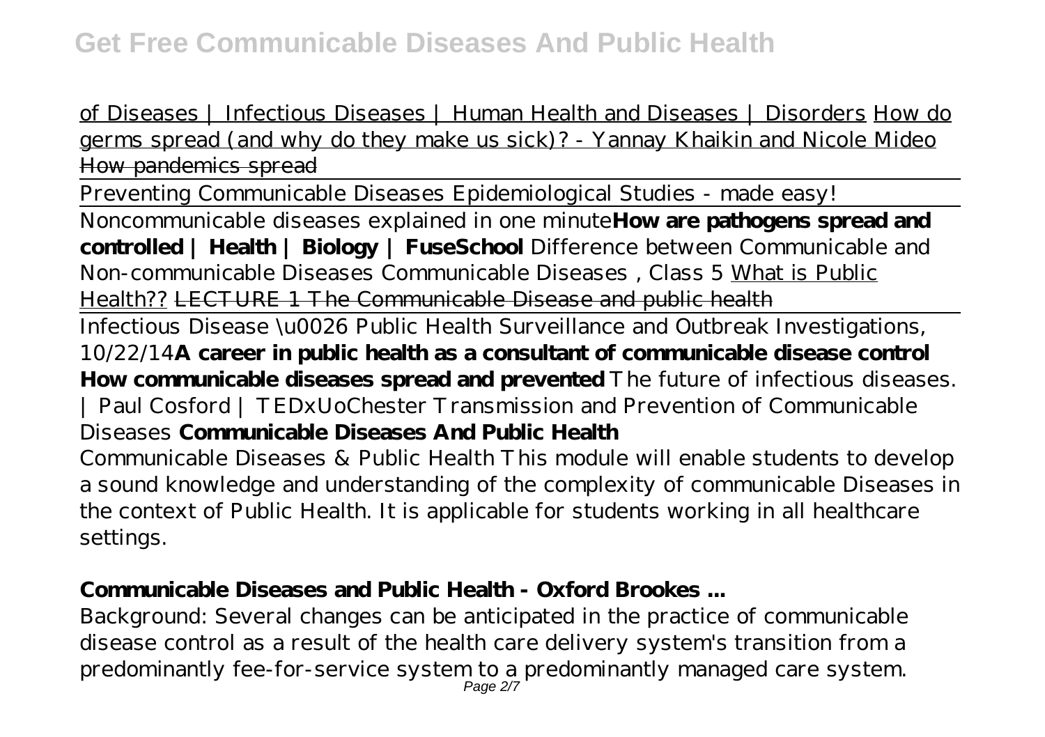of Diseases | Infectious Diseases | Human Health and Diseases | Disorders How do germs spread (and why do they make us sick)? - Yannay Khaikin and Nicole Mideo ~~How pandemics spread~~

Preventing Communicable Diseases Epidemiological Studies - made easy!

Noncommunicable diseases explained in one minute **How are pathogens spread and controlled | Health | Biology | FuseSchool** *Difference between Communicable and Non-communicable Diseases* *Communicable Diseases , Class 5* What is Public Health?? ~~LECTURE 1 The Communicable Disease and public health~~

Infectious Disease \u0026 Public Health Surveillance and Outbreak Investigations, 10/22/14 **A career in public health as a consultant of communicable disease control** **How communicable diseases spread and prevented** *The future of infectious diseases. | Paul Cosford | TEDxUoChester* *Transmission and Prevention of Communicable Diseases* **Communicable Diseases And Public Health**

Communicable Diseases & Public Health This module will enable students to develop a sound knowledge and understanding of the complexity of communicable Diseases in the context of Public Health. It is applicable for students working in all healthcare settings.

### Communicable Diseases and Public Health - Oxford Brookes ...

Background: Several changes can be anticipated in the practice of communicable disease control as a result of the health care delivery system's transition from a predominantly fee-for-service system to a predominantly managed care system.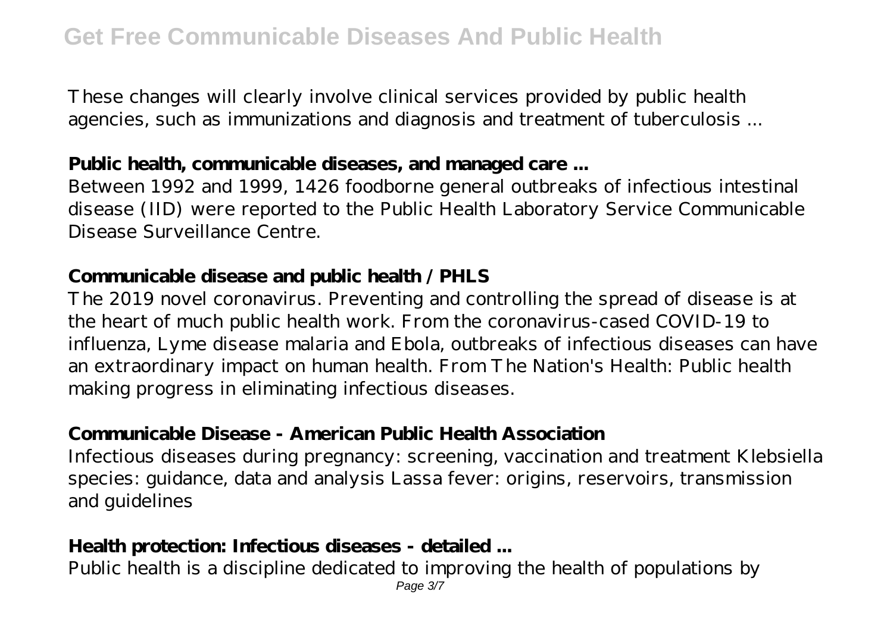These changes will clearly involve clinical services provided by public health agencies, such as immunizations and diagnosis and treatment of tuberculosis ...

**Public health, communicable diseases, and managed care ...**

Between 1992 and 1999, 1426 foodborne general outbreaks of infectious intestinal disease (IID) were reported to the Public Health Laboratory Service Communicable Disease Surveillance Centre.

**Communicable disease and public health / PHLS**

The 2019 novel coronavirus. Preventing and controlling the spread of disease is at the heart of much public health work. From the coronavirus-cased COVID-19 to influenza, Lyme disease malaria and Ebola, outbreaks of infectious diseases can have an extraordinary impact on human health. From The Nation's Health: Public health making progress in eliminating infectious diseases.

**Communicable Disease - American Public Health Association**

Infectious diseases during pregnancy: screening, vaccination and treatment Klebsiella species: guidance, data and analysis Lassa fever: origins, reservoirs, transmission and guidelines

**Health protection: Infectious diseases - detailed ...**

Public health is a discipline dedicated to improving the health of populations by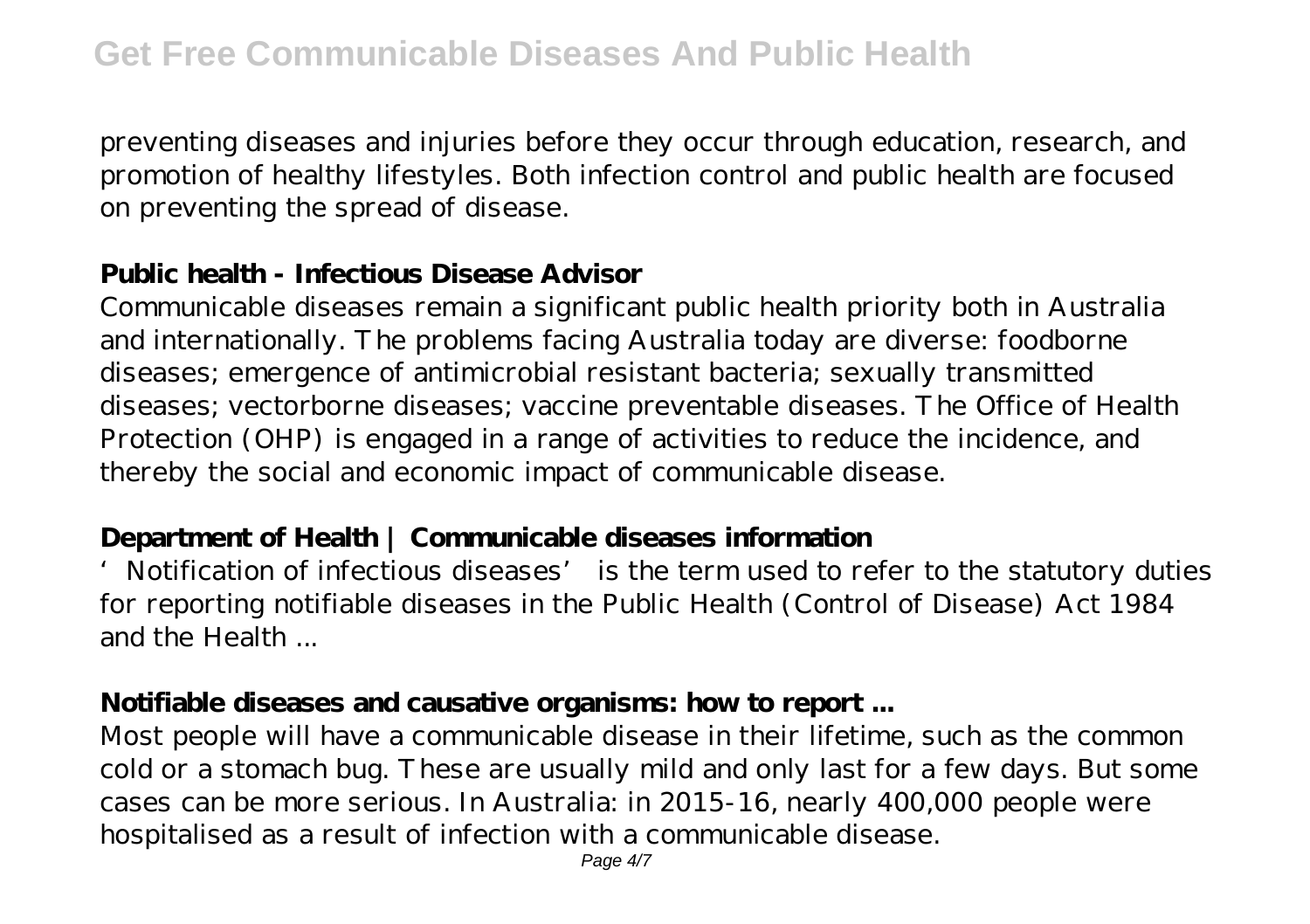preventing diseases and injuries before they occur through education, research, and promotion of healthy lifestyles. Both infection control and public health are focused on preventing the spread of disease.

## Public health - Infectious Disease Advisor

Communicable diseases remain a significant public health priority both in Australia and internationally. The problems facing Australia today are diverse: foodborne diseases; emergence of antimicrobial resistant bacteria; sexually transmitted diseases; vectorborne diseases; vaccine preventable diseases. The Office of Health Protection (OHP) is engaged in a range of activities to reduce the incidence, and thereby the social and economic impact of communicable disease.

## Department of Health | Communicable diseases information

'Notification of infectious diseases' is the term used to refer to the statutory duties for reporting notifiable diseases in the Public Health (Control of Disease) Act 1984 and the Health ...

## Notifiable diseases and causative organisms: how to report ...

Most people will have a communicable disease in their lifetime, such as the common cold or a stomach bug. These are usually mild and only last for a few days. But some cases can be more serious. In Australia: in 2015-16, nearly 400,000 people were hospitalised as a result of infection with a communicable disease.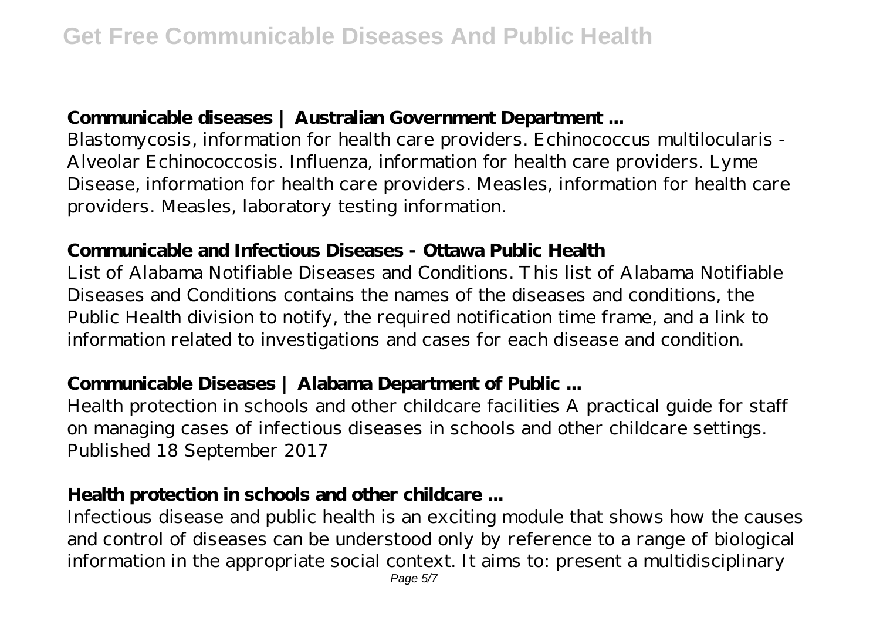## Communicable diseases | Australian Government Department ...

Blastomycosis, information for health care providers. Echinococcus multilocularis - Alveolar Echinococcosis. Influenza, information for health care providers. Lyme Disease, information for health care providers. Measles, information for health care providers. Measles, laboratory testing information.

## Communicable and Infectious Diseases - Ottawa Public Health

List of Alabama Notifiable Diseases and Conditions. This list of Alabama Notifiable Diseases and Conditions contains the names of the diseases and conditions, the Public Health division to notify, the required notification time frame, and a link to information related to investigations and cases for each disease and condition.

## Communicable Diseases | Alabama Department of Public ...

Health protection in schools and other childcare facilities A practical guide for staff on managing cases of infectious diseases in schools and other childcare settings. Published 18 September 2017

## Health protection in schools and other childcare ...

Infectious disease and public health is an exciting module that shows how the causes and control of diseases can be understood only by reference to a range of biological information in the appropriate social context. It aims to: present a multidisciplinary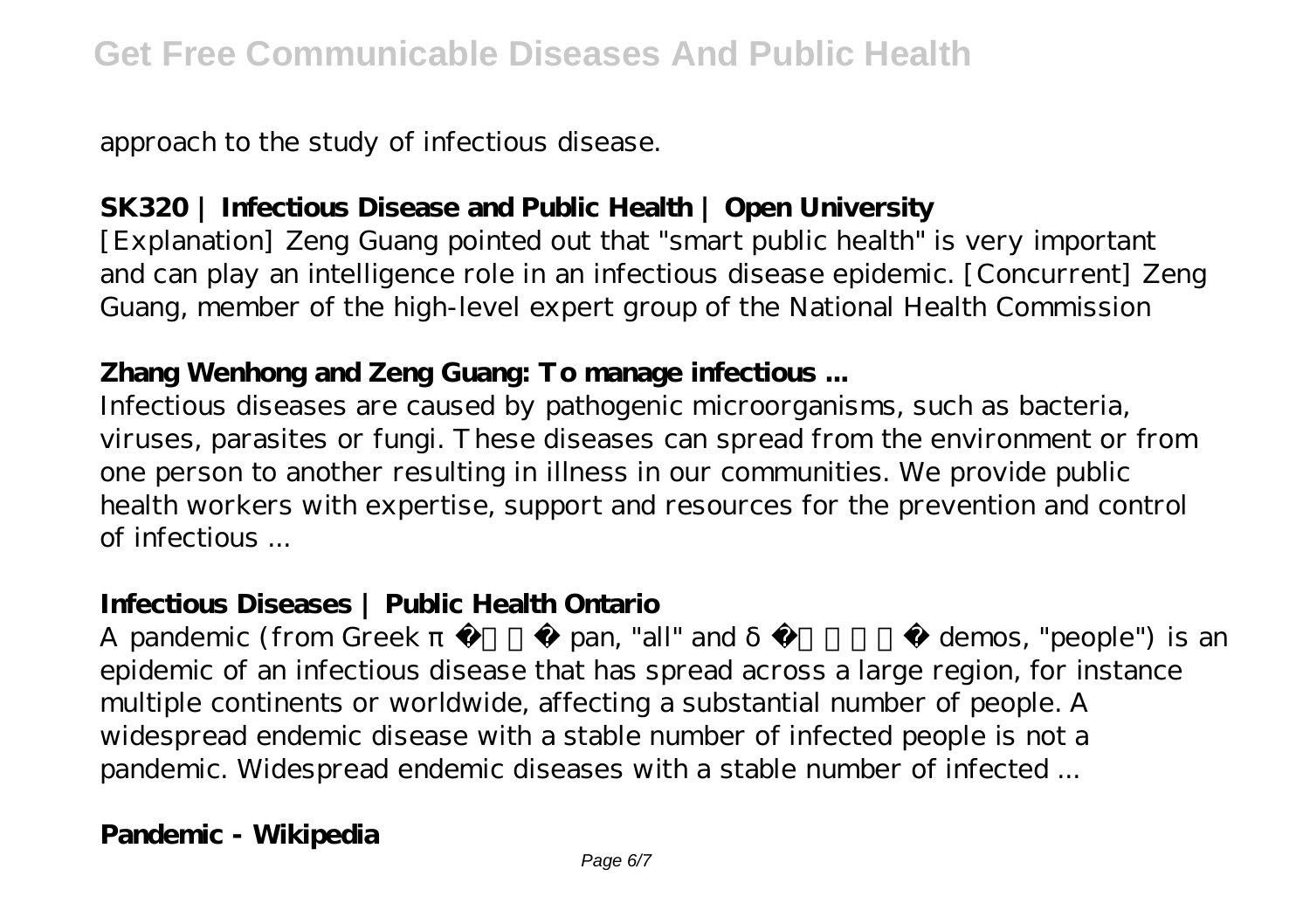approach to the study of infectious disease.

**SK320 | Infectious Disease and Public Health | Open University**

[Explanation] Zeng Guang pointed out that "smart public health" is very important and can play an intelligence role in an infectious disease epidemic. [Concurrent] Zeng Guang, member of the high-level expert group of the National Health Commission

**Zhang Wenhong and Zeng Guang: To manage infectious ...**

Infectious diseases are caused by pathogenic microorganisms, such as bacteria, viruses, parasites or fungi. These diseases can spread from the environment or from one person to another resulting in illness in our communities. We provide public health workers with expertise, support and resources for the prevention and control of infectious ...

**Infectious Diseases | Public Health Ontario**

A pandemic (from Greek π pan, "all" and δ demos, "people") is an epidemic of an infectious disease that has spread across a large region, for instance multiple continents or worldwide, affecting a substantial number of people. A widespread endemic disease with a stable number of infected people is not a pandemic. Widespread endemic diseases with a stable number of infected ...

**Pandemic - Wikipedia**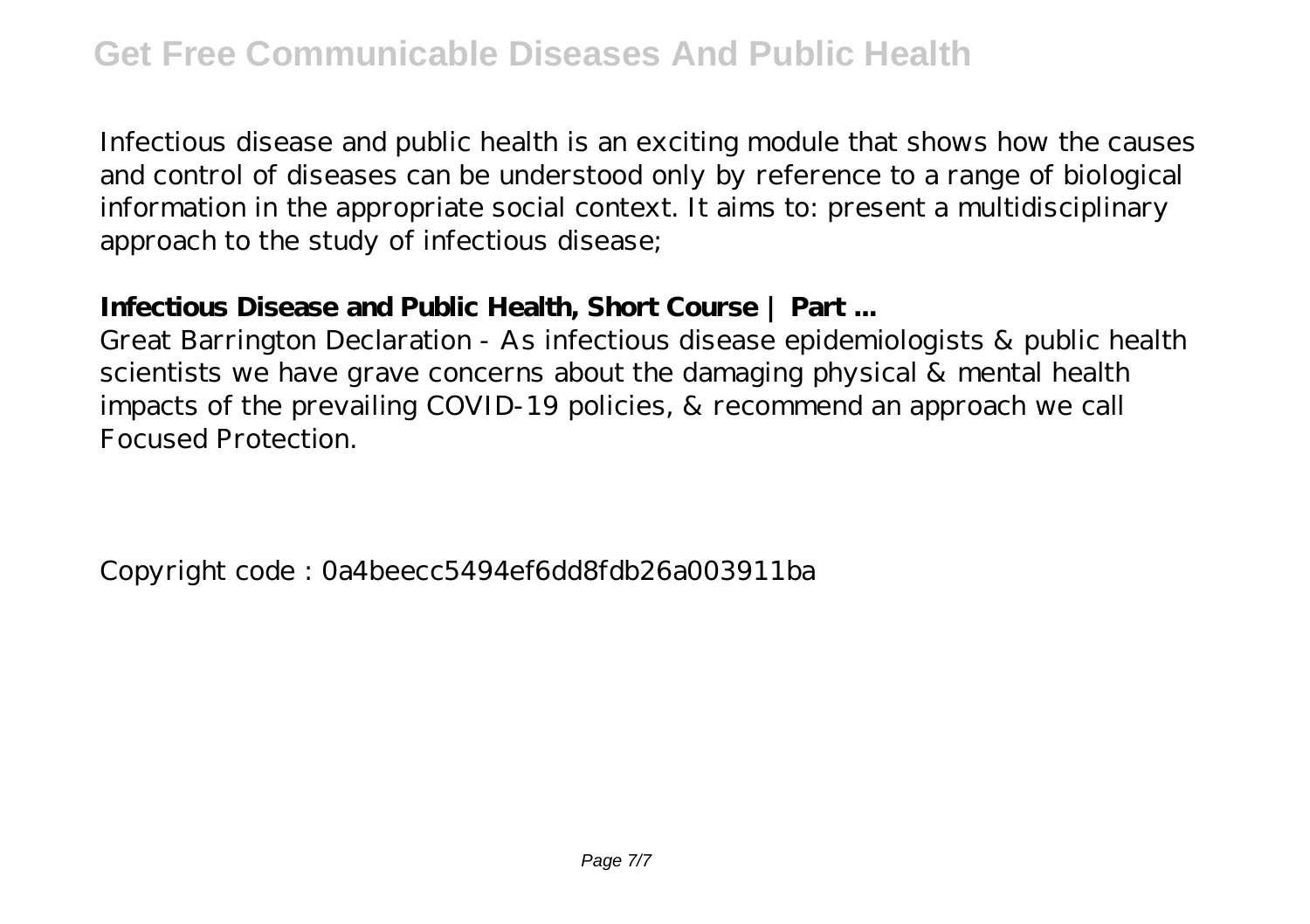Infectious disease and public health is an exciting module that shows how the causes and control of diseases can be understood only by reference to a range of biological information in the appropriate social context. It aims to: present a multidisciplinary approach to the study of infectious disease;

**Infectious Disease and Public Health, Short Course | Part ...**

Great Barrington Declaration - As infectious disease epidemiologists & public health scientists we have grave concerns about the damaging physical & mental health impacts of the prevailing COVID-19 policies, & recommend an approach we call Focused Protection.

Copyright code : 0a4beecc5494ef6dd8fdb26a003911ba